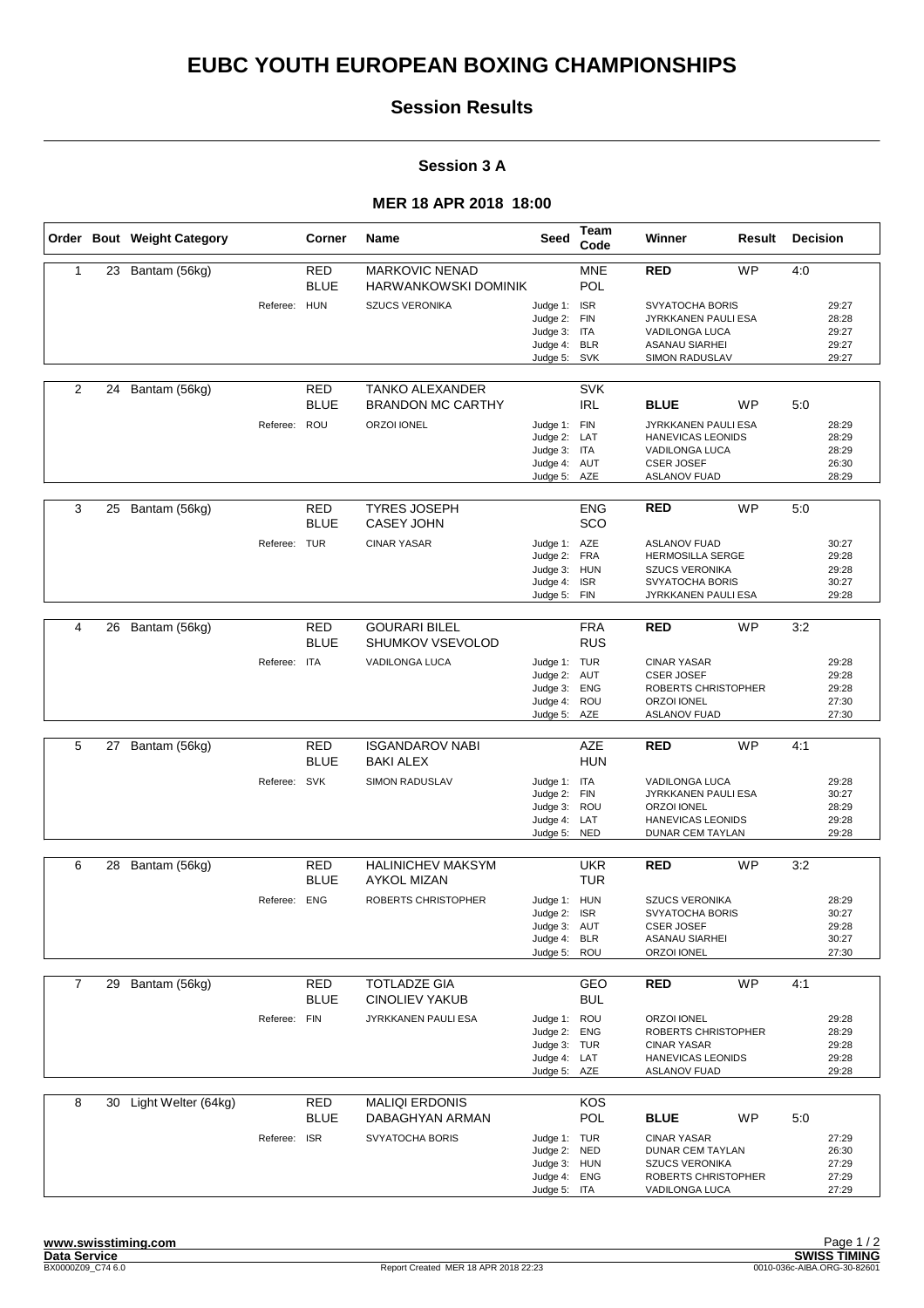# EUBC YOUTH EUROPEAN BOXING CHAMPIONSHIPS

## Session Results

### Session 3 A

### MER 18 APR 2018 18:00

| Order | Bout | Weight Category | | Corner | Name | Seed | Team Code | Winner | Result | Decision |
|---|---|---|---|---|---|---|---|---|---|---|
| 1 | 23 | Bantam (56kg) | | RED | MARKOVIC NENAD | | MNE | **RED** | WP | 4:0 |
| | | | | BLUE | HARWANKOWSKI DOMINIK | | POL | | | |
| | | | Referee: | HUN | SZUCS VERONIKA | Judge 1: | ISR | SVYATOCHA BORIS | | 29:27 |
| | | | | | | Judge 2: | FIN | JYRKKANEN PAULI ESA | | 28:28 |
| | | | | | | Judge 3: | ITA | VADILONGA LUCA | | 29:27 |
| | | | | | | Judge 4: | BLR | ASANAU SIARHEI | | 29:27 |
| | | | | | | Judge 5: | SVK | SIMON RADUSLAV | | 29:27 |
| 2 | 24 | Bantam (56kg) | | RED | TANKO ALEXANDER | | SVK | | | |
| | | | | BLUE | BRANDON MC CARTHY | | IRL | **BLUE** | WP | 5:0 |
| | | | Referee: | ROU | ORZOI IONEL | Judge 1: | FIN | JYRKKANEN PAULI ESA | | 28:29 |
| | | | | | | Judge 2: | LAT | HANEVICAS LEONIDS | | 28:29 |
| | | | | | | Judge 3: | ITA | VADILONGA LUCA | | 28:29 |
| | | | | | | Judge 4: | AUT | CSER JOSEF | | 26:30 |
| | | | | | | Judge 5: | AZE | ASLANOV FUAD | | 28:29 |
| 3 | 25 | Bantam (56kg) | | RED | TYRES JOSEPH | | ENG | **RED** | WP | 5:0 |
| | | | | BLUE | CASEY JOHN | | SCO | | | |
| | | | Referee: | TUR | CINAR YASAR | Judge 1: | AZE | ASLANOV FUAD | | 30:27 |
| | | | | | | Judge 2: | FRA | HERMOSILLA SERGE | | 29:28 |
| | | | | | | Judge 3: | HUN | SZUCS VERONIKA | | 29:28 |
| | | | | | | Judge 4: | ISR | SVYATOCHA BORIS | | 30:27 |
| | | | | | | Judge 5: | FIN | JYRKKANEN PAULI ESA | | 29:28 |
| 4 | 26 | Bantam (56kg) | | RED | GOURARI BILEL | | FRA | **RED** | WP | 3:2 |
| | | | | BLUE | SHUMKOV VSEVOLOD | | RUS | | | |
| | | | Referee: | ITA | VADILONGA LUCA | Judge 1: | TUR | CINAR YASAR | | 29:28 |
| | | | | | | Judge 2: | AUT | CSER JOSEF | | 29:28 |
| | | | | | | Judge 3: | ENG | ROBERTS CHRISTOPHER | | 29:28 |
| | | | | | | Judge 4: | ROU | ORZOI IONEL | | 27:30 |
| | | | | | | Judge 5: | AZE | ASLANOV FUAD | | 27:30 |
| 5 | 27 | Bantam (56kg) | | RED | ISGANDAROV NABI | | AZE | **RED** | WP | 4:1 |
| | | | | BLUE | BAKI ALEX | | HUN | | | |
| | | | Referee: | SVK | SIMON RADUSLAV | Judge 1: | ITA | VADILONGA LUCA | | 29:28 |
| | | | | | | Judge 2: | FIN | JYRKKANEN PAULI ESA | | 30:27 |
| | | | | | | Judge 3: | ROU | ORZOI IONEL | | 28:29 |
| | | | | | | Judge 4: | LAT | HANEVICAS LEONIDS | | 29:28 |
| | | | | | | Judge 5: | NED | DUNAR CEM TAYLAN | | 29:28 |
| 6 | 28 | Bantam (56kg) | | RED | HALINICHEV MAKSYM | | UKR | **RED** | WP | 3:2 |
| | | | | BLUE | AYKOL MIZAN | | TUR | | | |
| | | | Referee: | ENG | ROBERTS CHRISTOPHER | Judge 1: | HUN | SZUCS VERONIKA | | 28:29 |
| | | | | | | Judge 2: | ISR | SVYATOCHA BORIS | | 30:27 |
| | | | | | | Judge 3: | AUT | CSER JOSEF | | 29:28 |
| | | | | | | Judge 4: | BLR | ASANAU SIARHEI | | 30:27 |
| | | | | | | Judge 5: | ROU | ORZOI IONEL | | 27:30 |
| 7 | 29 | Bantam (56kg) | | RED | TOTLADZE GIA | | GEO | **RED** | WP | 4:1 |
| | | | | BLUE | CINOLIEV YAKUB | | BUL | | | |
| | | | Referee: | FIN | JYRKKANEN PAULI ESA | Judge 1: | ROU | ORZOI IONEL | | 29:28 |
| | | | | | | Judge 2: | ENG | ROBERTS CHRISTOPHER | | 28:29 |
| | | | | | | Judge 3: | TUR | CINAR YASAR | | 29:28 |
| | | | | | | Judge 4: | LAT | HANEVICAS LEONIDS | | 29:28 |
| | | | | | | Judge 5: | AZE | ASLANOV FUAD | | 29:28 |
| 8 | 30 | Light Welter (64kg) | | RED | MALIQI ERDONIS | | KOS | | | |
| | | | | BLUE | DABAGHYAN ARMAN | | POL | **BLUE** | WP | 5:0 |
| | | | Referee: | ISR | SVYATOCHA BORIS | Judge 1: | TUR | CINAR YASAR | | 27:29 |
| | | | | | | Judge 2: | NED | DUNAR CEM TAYLAN | | 26:30 |
| | | | | | | Judge 3: | HUN | SZUCS VERONIKA | | 27:29 |
| | | | | | | Judge 4: | ENG | ROBERTS CHRISTOPHER | | 27:29 |
| | | | | | | Judge 5: | ITA | VADILONGA LUCA | | 27:29 |

www.swisstiming.com
Data Service
BX0000Z09_C74 6.0

Report Created MER 18 APR 2018 22:23

SWISS TIMING
0010-036c-AIBA.ORG-30-82601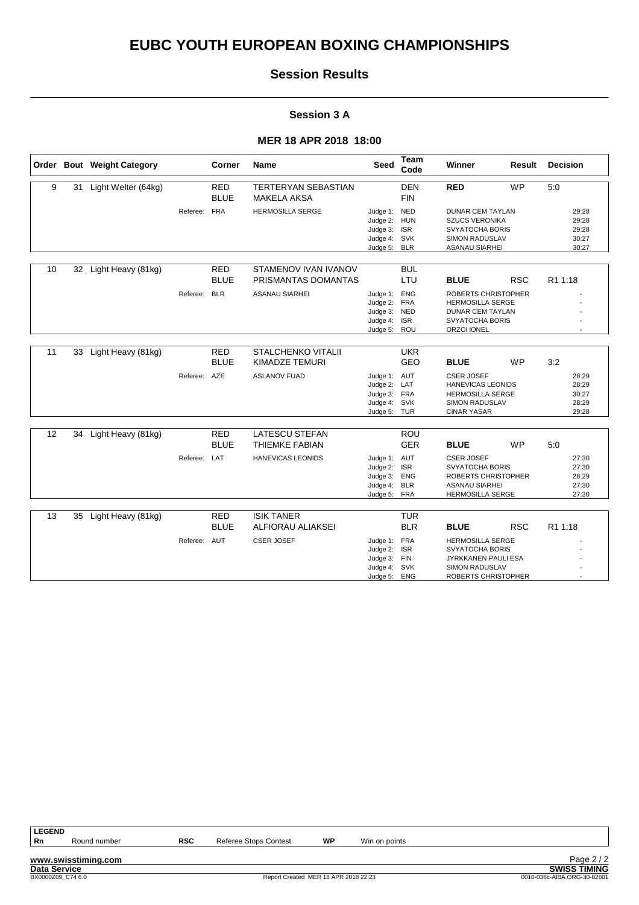# EUBC YOUTH EUROPEAN BOXING CHAMPIONSHIPS

## Session Results

### Session 3 A

### MER 18 APR 2018 18:00

| Order | Bout | Weight Category | | Corner | Name | Seed | Team Code | Winner | Result | Decision |
|---|---|---|---|---|---|---|---|---|---|---|
| 9 | 31 | Light Welter (64kg) | | RED | TERTERYAN SEBASTIAN | | DEN | **RED** | WP | 5:0 |
| | | | | BLUE | MAKELA AKSA | | FIN | | | |
| | | | Referee: FRA | | HERMOSILLA SERGE | Judge 1: | NED | DUNAR CEM TAYLAN | | 29:28 |
| | | | | | | Judge 2: | HUN | SZUCS VERONIKA | | 29:28 |
| | | | | | | Judge 3: | ISR | SVYATOCHA BORIS | | 29:28 |
| | | | | | | Judge 4: | SVK | SIMON RADUSLAV | | 30:27 |
| | | | | | | Judge 5: | BLR | ASANAU SIARHEI | | 30:27 |
| 10 | 32 | Light Heavy (81kg) | | RED | STAMENOV IVAN IVANOV | | BUL | | | |
| | | | | BLUE | PRISMANTAS DOMANTAS | | LTU | **BLUE** | RSC | R1 1:18 |
| | | | Referee: BLR | | ASANAU SIARHEI | Judge 1: | ENG | ROBERTS CHRISTOPHER | | - |
| | | | | | | Judge 2: | FRA | HERMOSILLA SERGE | | - |
| | | | | | | Judge 3: | NED | DUNAR CEM TAYLAN | | - |
| | | | | | | Judge 4: | ISR | SVYATOCHA BORIS | | - |
| | | | | | | Judge 5: | ROU | ORZOI IONEL | | - |
| 11 | 33 | Light Heavy (81kg) | | RED | STALCHENKO VITALII | | UKR | | | |
| | | | | BLUE | KIMADZE TEMURI | | GEO | **BLUE** | WP | 3:2 |
| | | | Referee: AZE | | ASLANOV FUAD | Judge 1: | AUT | CSER JOSEF | | 28:29 |
| | | | | | | Judge 2: | LAT | HANEVICAS LEONIDS | | 28:29 |
| | | | | | | Judge 3: | FRA | HERMOSILLA SERGE | | 30:27 |
| | | | | | | Judge 4: | SVK | SIMON RADUSLAV | | 28:29 |
| | | | | | | Judge 5: | TUR | CINAR YASAR | | 29:28 |
| 12 | 34 | Light Heavy (81kg) | | RED | LATESCU STEFAN | | ROU | | | |
| | | | | BLUE | THIEMKE FABIAN | | GER | **BLUE** | WP | 5:0 |
| | | | Referee: LAT | | HANEVICAS LEONIDS | Judge 1: | AUT | CSER JOSEF | | 27:30 |
| | | | | | | Judge 2: | ISR | SVYATOCHA BORIS | | 27:30 |
| | | | | | | Judge 3: | ENG | ROBERTS CHRISTOPHER | | 28:29 |
| | | | | | | Judge 4: | BLR | ASANAU SIARHEI | | 27:30 |
| | | | | | | Judge 5: | FRA | HERMOSILLA SERGE | | 27:30 |
| 13 | 35 | Light Heavy (81kg) | | RED | ISIK TANER | | TUR | | | |
| | | | | BLUE | ALFIORAU ALIAKSEI | | BLR | **BLUE** | RSC | R1 1:18 |
| | | | Referee: AUT | | CSER JOSEF | Judge 1: | FRA | HERMOSILLA SERGE | | - |
| | | | | | | Judge 2: | ISR | SVYATOCHA BORIS | | - |
| | | | | | | Judge 3: | FIN | JYRKKANEN PAULI ESA | | - |
| | | | | | | Judge 4: | SVK | SIMON RADUSLAV | | - |
| | | | | | | Judge 5: | ENG | ROBERTS CHRISTOPHER | | - |

**LEGEND**

| Rn | Round number | RSC | Referee Stops Contest | WP | Win on points |
|---|---|---|---|---|---|

www.swisstiming.com
Data Service
BX0000Z09_C74 6.0
Report Created MER 18 APR 2018 22:23
SWISS TIMING
0010-036c-AIBA.ORG-30-82601